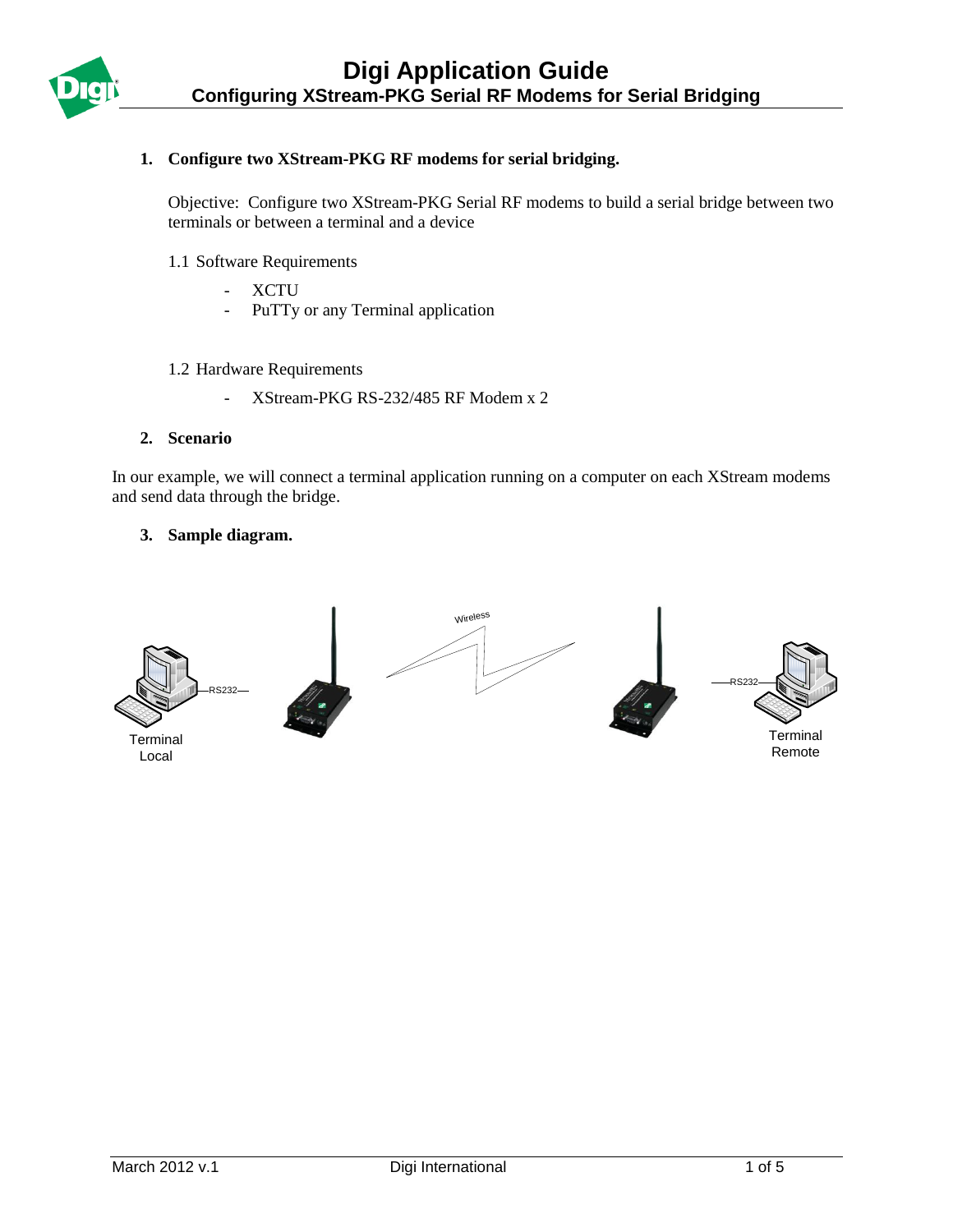# Digi Application Guide

## Configuring XStream-PKG Serial RF Modems for Serial Bridging

**1. Configure two XStream-PKG RF modems for serial bridging.**

Objective: Configure two XStream-PKG Serial RF modems to build a serial bridge between two terminals or between a terminal and a device

1.1 Software Requirements

- XCTU
- PuTTy or any Terminal application

1.2 Hardware Requirements

- XStream-PKG RS-232/485 RF Modem x 2

**2. Scenario**

In our example, we will connect a terminal application running on a computer on each XStream modems and send data through the bridge.

**3. Sample diagram.**

Terminal Local — RS232 — Wireless — RS232 — Terminal Remote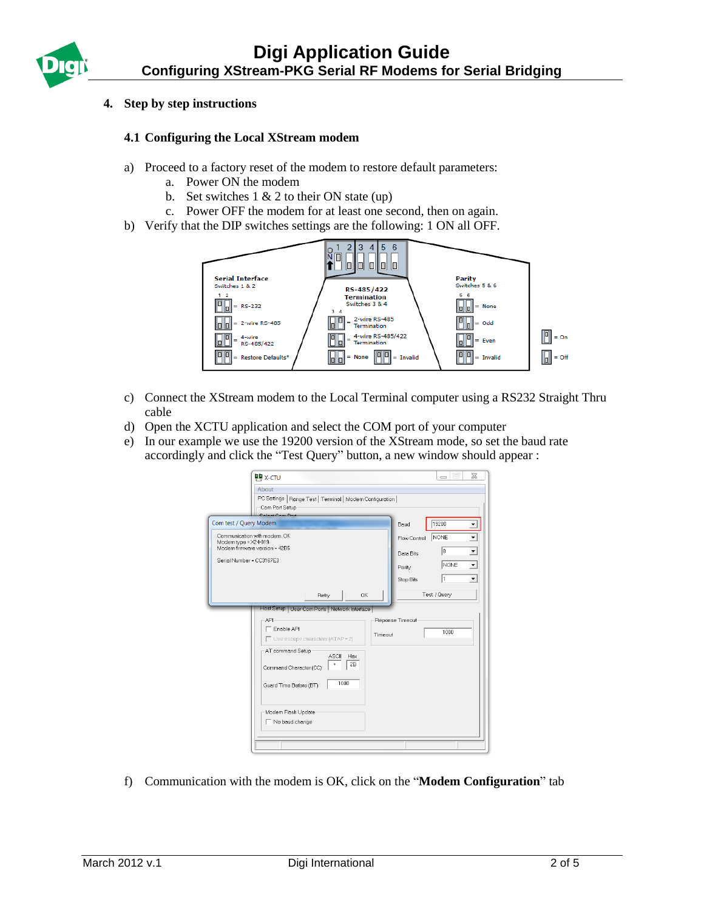## 4. Step by step instructions

### 4.1 Configuring the Local XStream modem

a) Proceed to a factory reset of the modem to restore default parameters:
   a. Power ON the modem
   b. Set switches 1 & 2 to their ON state (up)
   c. Power OFF the modem for at least one second, then on again.

b) Verify that the DIP switches settings are the following: 1 ON all OFF.

c) Connect the XStream modem to the Local Terminal computer using a RS232 Straight Thru cable

d) Open the XCTU application and select the COM port of your computer

e) In our example we use the 19200 version of the XStream mode, so set the baud rate accordingly and click the "Test Query" button, a new window should appear :

f) Communication with the modem is OK, click on the "**Modem Configuration**" tab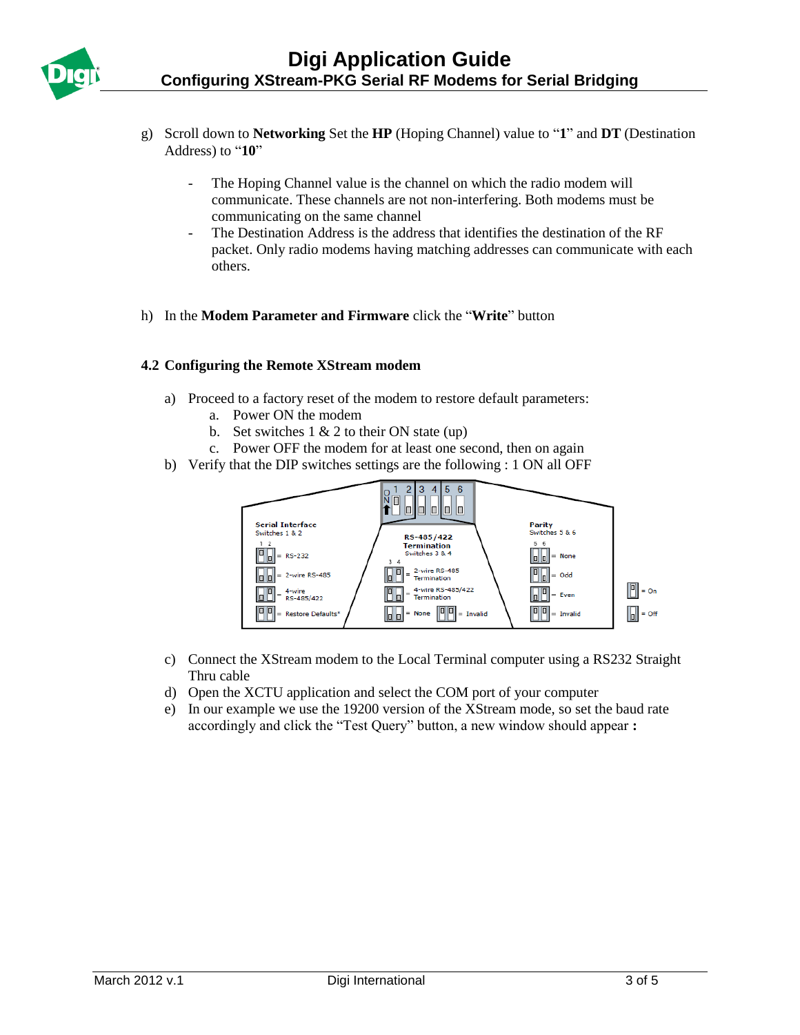g) Scroll down to **Networking** Set the **HP** (Hoping Channel) value to "**1**" and **DT** (Destination Address) to "**10**"

- The Hoping Channel value is the channel on which the radio modem will communicate. These channels are not non-interfering. Both modems must be communicating on the same channel
- The Destination Address is the address that identifies the destination of the RF packet. Only radio modems having matching addresses can communicate with each others.

h) In the **Modem Parameter and Firmware** click the "**Write**" button

### 4.2 Configuring the Remote XStream modem

a) Proceed to a factory reset of the modem to restore default parameters:
   a. Power ON the modem
   b. Set switches 1 & 2 to their ON state (up)
   c. Power OFF the modem for at least one second, then on again

b) Verify that the DIP switches settings are the following : 1 ON all OFF

c) Connect the XStream modem to the Local Terminal computer using a RS232 Straight Thru cable

d) Open the XCTU application and select the COM port of your computer

e) In our example we use the 19200 version of the XStream mode, so set the baud rate accordingly and click the "Test Query" button, a new window should appear **:**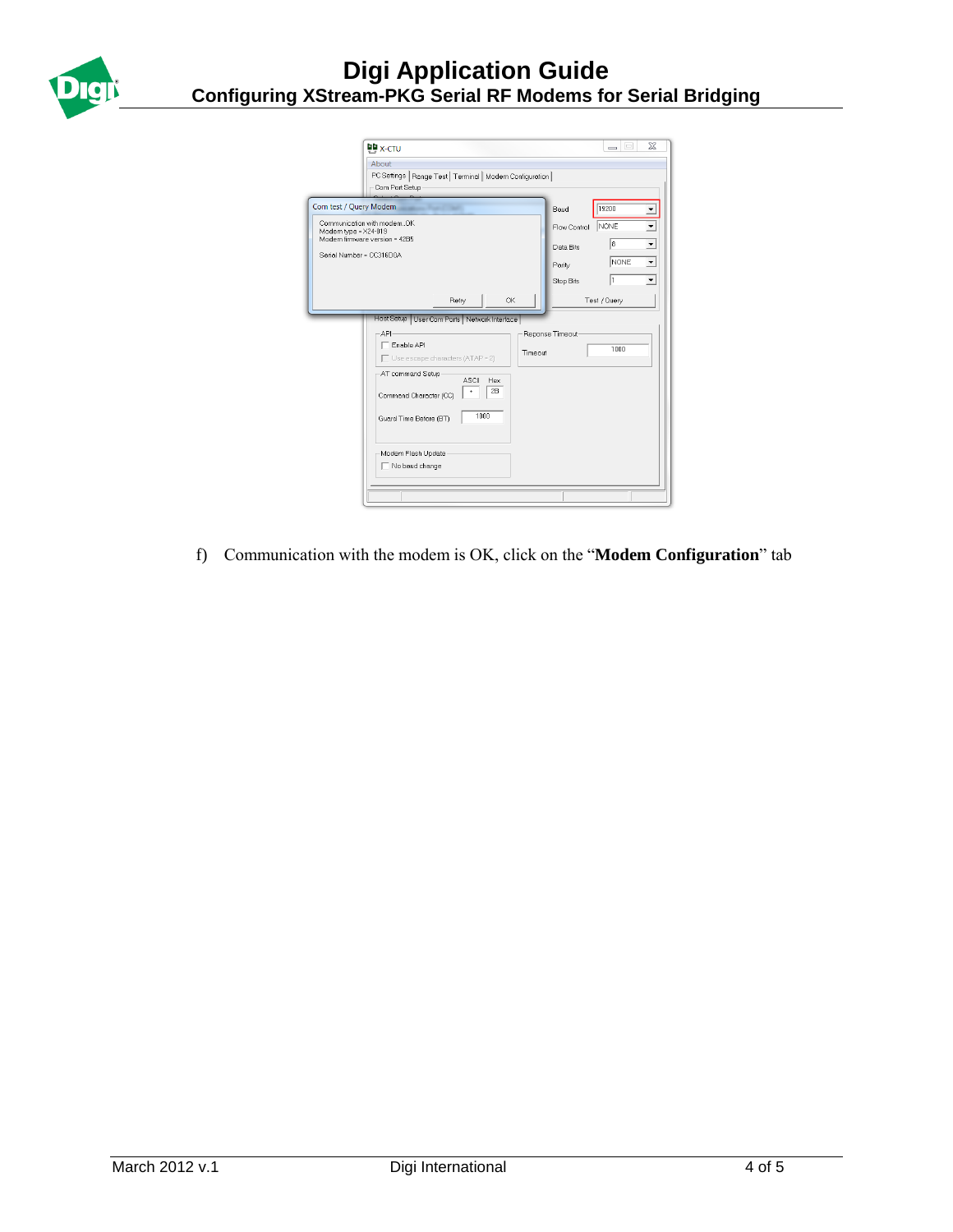f) Communication with the modem is OK, click on the "**Modem Configuration**" tab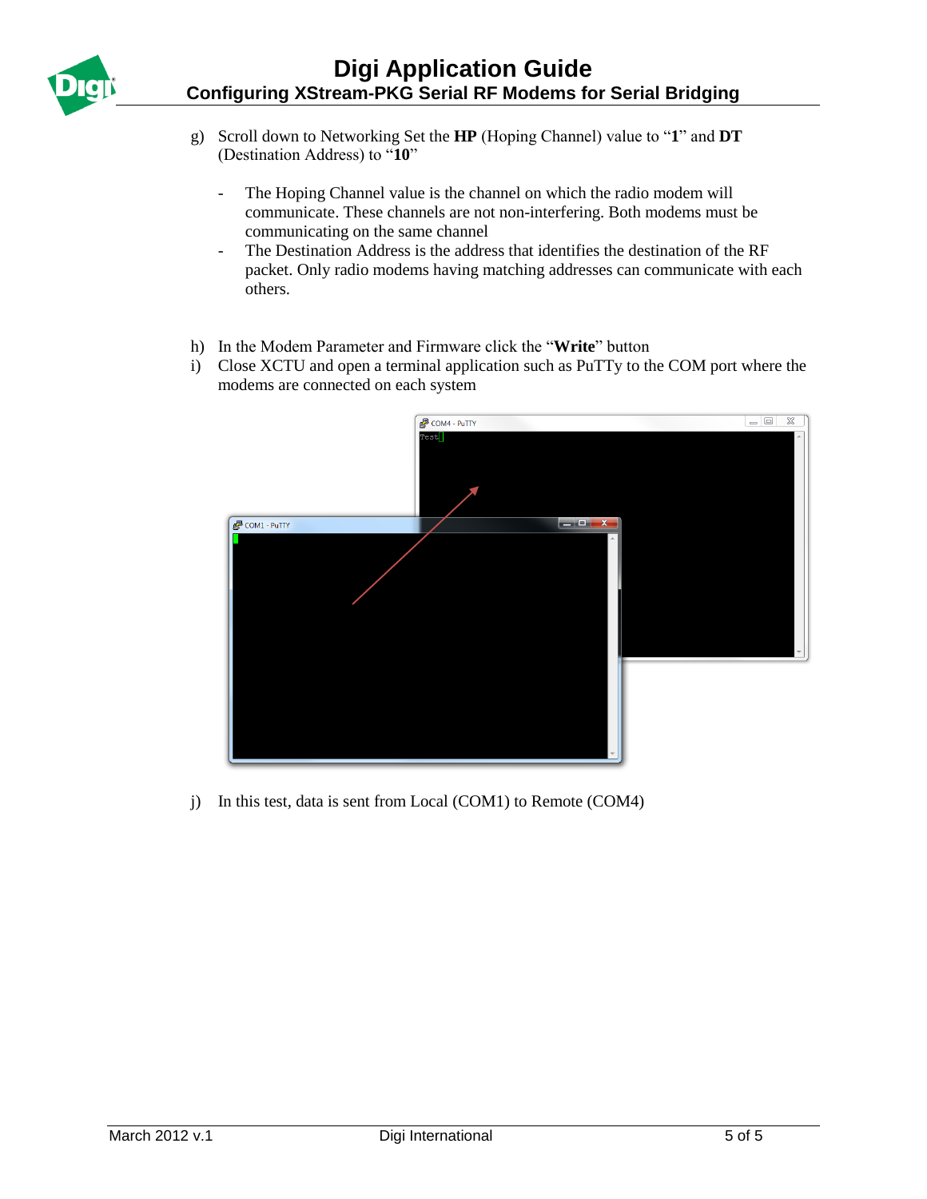g) Scroll down to Networking Set the **HP** (Hoping Channel) value to "**1**" and **DT** (Destination Address) to "**10**"

   - The Hoping Channel value is the channel on which the radio modem will communicate. These channels are not non-interfering. Both modems must be communicating on the same channel
   - The Destination Address is the address that identifies the destination of the RF packet. Only radio modems having matching addresses can communicate with each others.

h) In the Modem Parameter and Firmware click the "**Write**" button

i) Close XCTU and open a terminal application such as PuTTy to the COM port where the modems are connected on each system

j) In this test, data is sent from Local (COM1) to Remote (COM4)